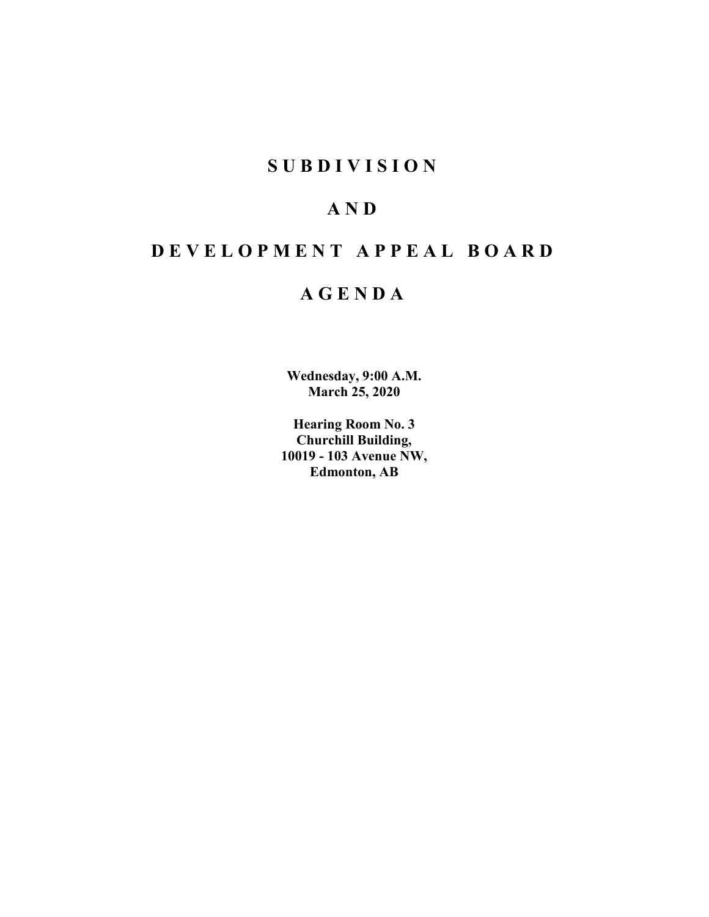# S U B D I V I S I O N

# A N D

# D E V E L O P M E N T   A P P E A L   B O A R D

# A G E N D A

**Wednesday, 9:00 A.M.**
**March 25, 2020**

**Hearing Room No. 3**
**Churchill Building,**
**10019 - 103 Avenue NW,**
**Edmonton, AB**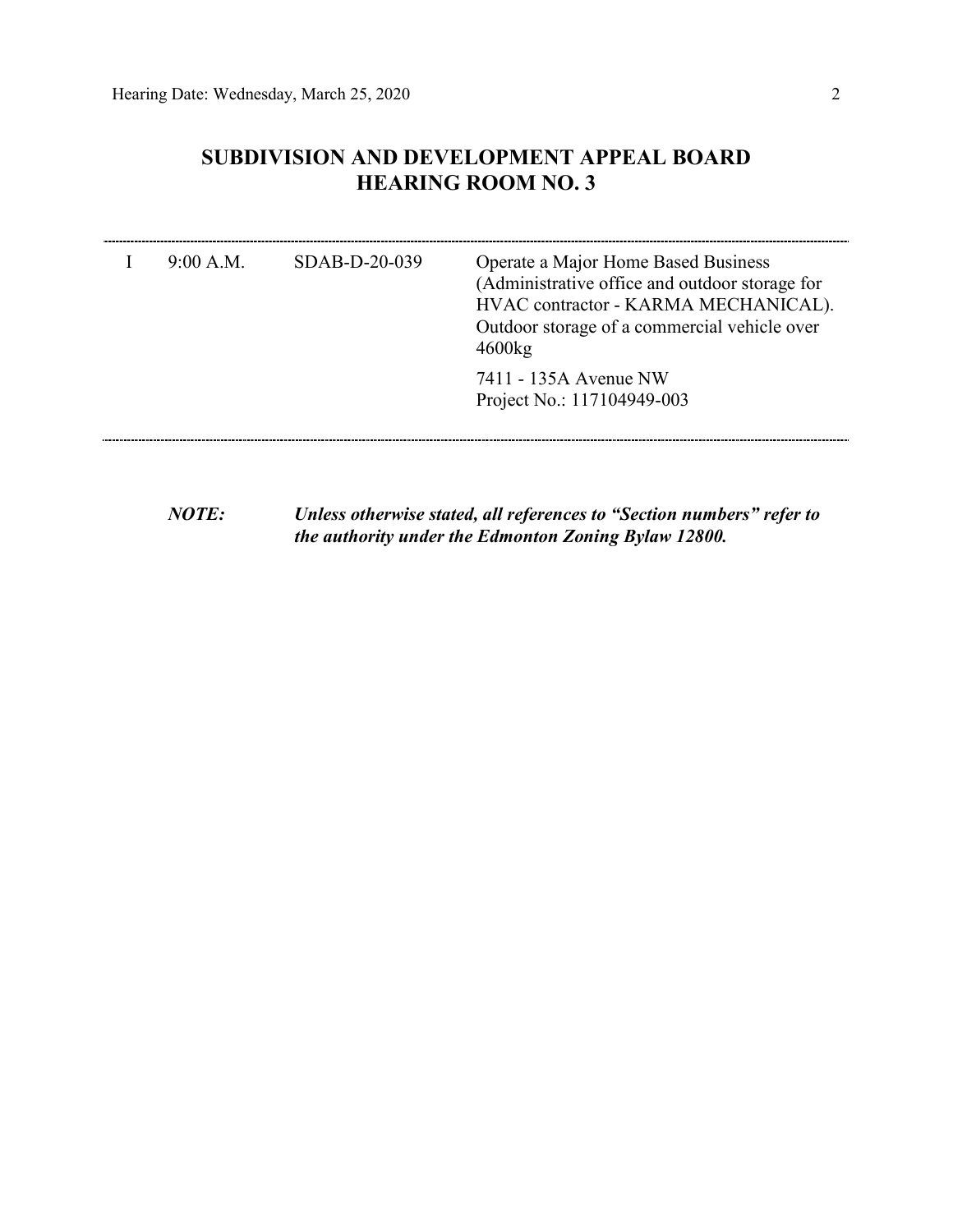## SUBDIVISION AND DEVELOPMENT APPEAL BOARD
## HEARING ROOM NO. 3

---

| | | | |
|---|---|---|---|
| I | 9:00 A.M. | SDAB-D-20-039 | Operate a Major Home Based Business (Administrative office and outdoor storage for HVAC contractor - KARMA MECHANICAL). Outdoor storage of a commercial vehicle over 4600kg<br><br>7411 - 135A Avenue NW<br>Project No.: 117104949-003 |

---

***NOTE:*** ***Unless otherwise stated, all references to "Section numbers" refer to the authority under the Edmonton Zoning Bylaw 12800.***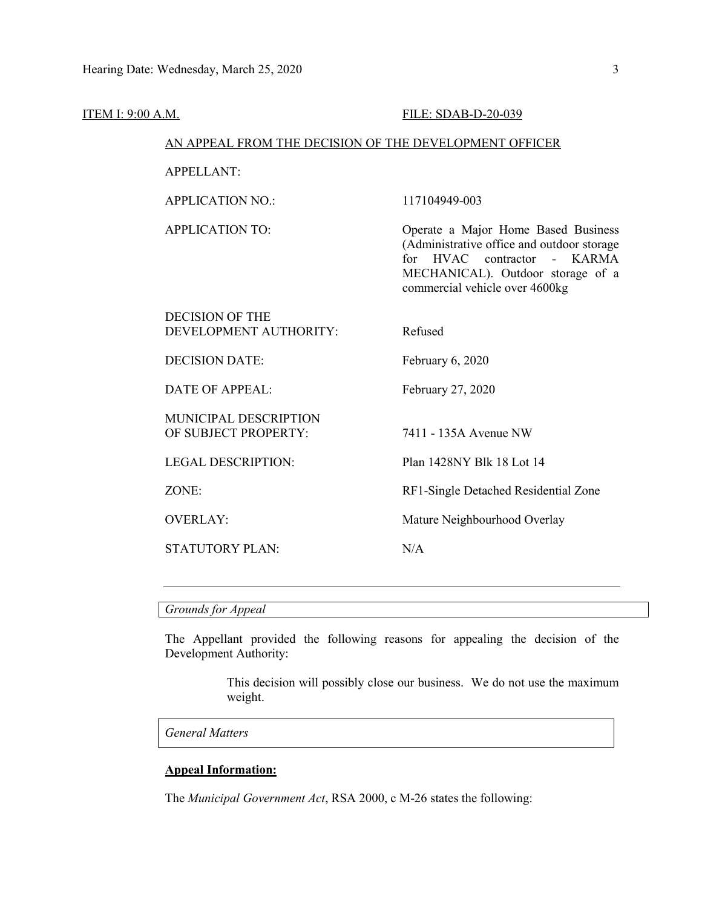ITEM I: 9:00 A.M. FILE: SDAB-D-20-039

AN APPEAL FROM THE DECISION OF THE DEVELOPMENT OFFICER

| | |
|---|---|
| APPELLANT: | |
| APPLICATION NO.: | 117104949-003 |
| APPLICATION TO: | Operate a Major Home Based Business (Administrative office and outdoor storage for HVAC contractor - KARMA MECHANICAL). Outdoor storage of a commercial vehicle over 4600kg |
| DECISION OF THE DEVELOPMENT AUTHORITY: | Refused |
| DECISION DATE: | February 6, 2020 |
| DATE OF APPEAL: | February 27, 2020 |
| MUNICIPAL DESCRIPTION OF SUBJECT PROPERTY: | 7411 - 135A Avenue NW |
| LEGAL DESCRIPTION: | Plan 1428NY Blk 18 Lot 14 |
| ZONE: | RF1-Single Detached Residential Zone |
| OVERLAY: | Mature Neighbourhood Overlay |
| STATUTORY PLAN: | N/A |

---

*Grounds for Appeal*

The Appellant provided the following reasons for appealing the decision of the Development Authority:

> This decision will possibly close our business. We do not use the maximum weight.

*General Matters*

**Appeal Information:**

The *Municipal Government Act*, RSA 2000, c M-26 states the following: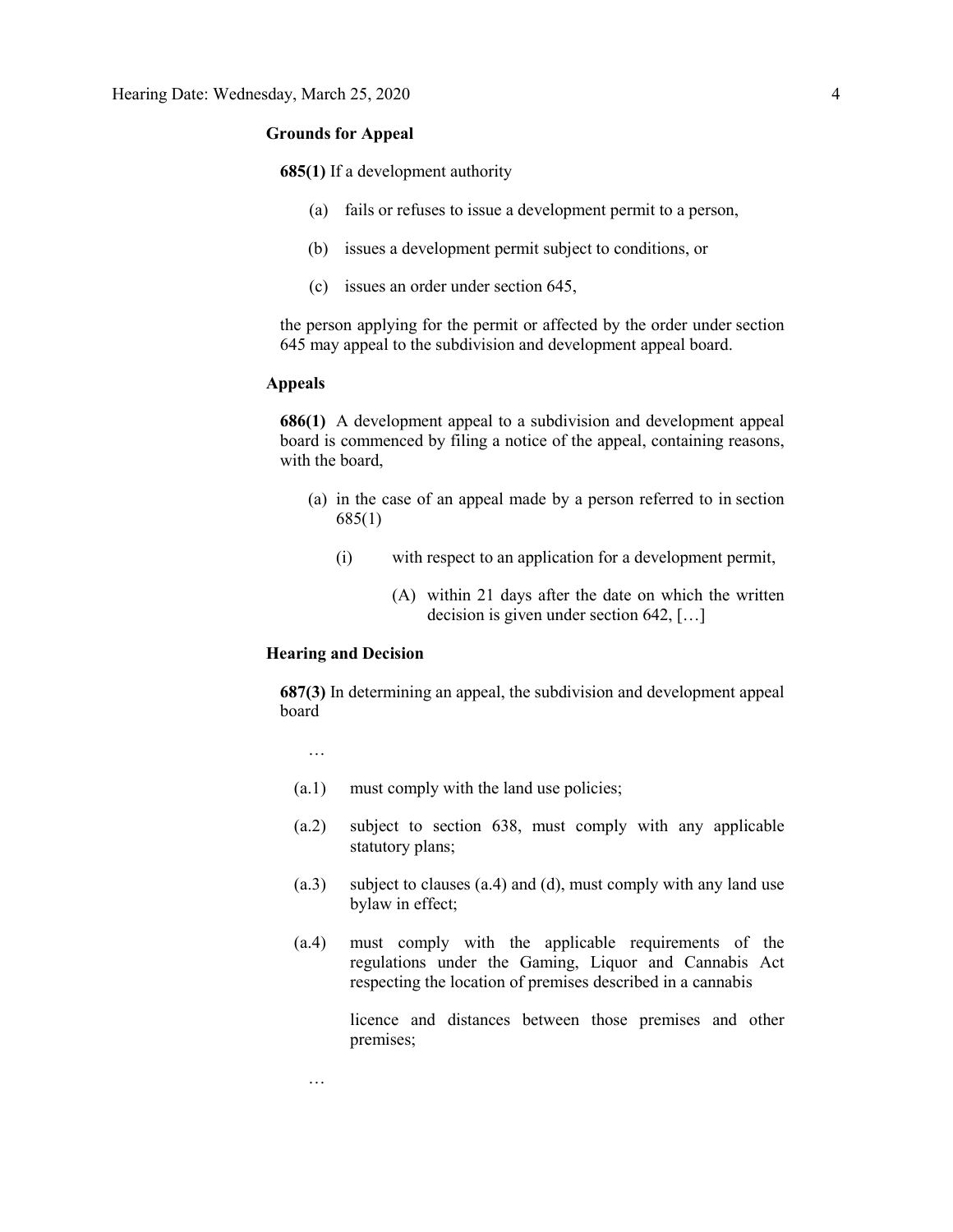**Grounds for Appeal**

**685(1)** If a development authority

(a) fails or refuses to issue a development permit to a person,

(b) issues a development permit subject to conditions, or

(c) issues an order under section 645,

the person applying for the permit or affected by the order under section 645 may appeal to the subdivision and development appeal board.

**Appeals**

**686(1)** A development appeal to a subdivision and development appeal board is commenced by filing a notice of the appeal, containing reasons, with the board,

(a) in the case of an appeal made by a person referred to in section 685(1)

(i) with respect to an application for a development permit,

(A) within 21 days after the date on which the written decision is given under section 642, […]

**Hearing and Decision**

**687(3)** In determining an appeal, the subdivision and development appeal board

…

(a.1) must comply with the land use policies;

(a.2) subject to section 638, must comply with any applicable statutory plans;

(a.3) subject to clauses (a.4) and (d), must comply with any land use bylaw in effect;

(a.4) must comply with the applicable requirements of the regulations under the Gaming, Liquor and Cannabis Act respecting the location of premises described in a cannabis licence and distances between those premises and other premises;

…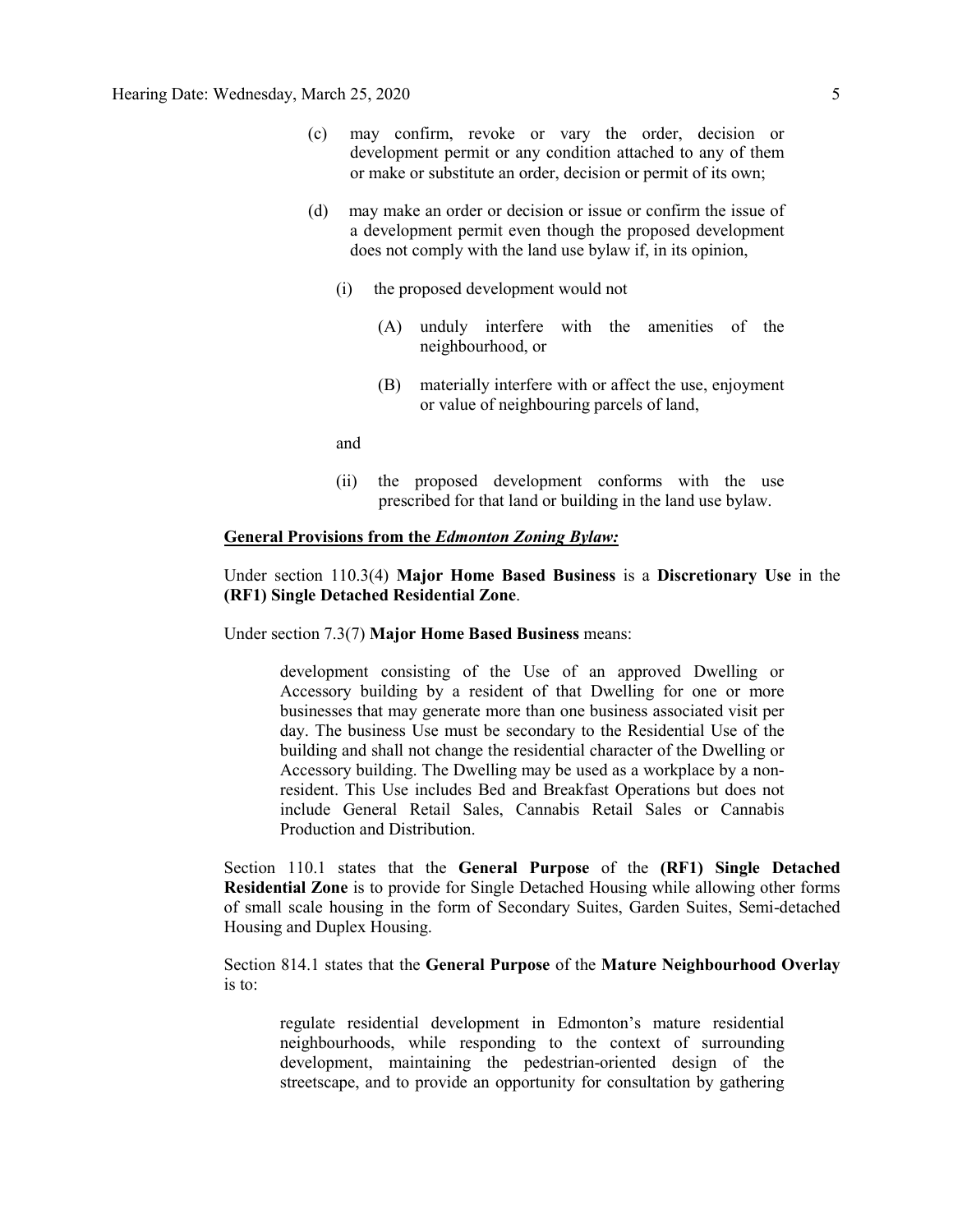(c) may confirm, revoke or vary the order, decision or development permit or any condition attached to any of them or make or substitute an order, decision or permit of its own;

(d) may make an order or decision or issue or confirm the issue of a development permit even though the proposed development does not comply with the land use bylaw if, in its opinion,

(i) the proposed development would not

(A) unduly interfere with the amenities of the neighbourhood, or

(B) materially interfere with or affect the use, enjoyment or value of neighbouring parcels of land,

and

(ii) the proposed development conforms with the use prescribed for that land or building in the land use bylaw.

**General Provisions from the *Edmonton Zoning Bylaw:***

Under section 110.3(4) **Major Home Based Business** is a **Discretionary Use** in the **(RF1) Single Detached Residential Zone**.

Under section 7.3(7) **Major Home Based Business** means:

> development consisting of the Use of an approved Dwelling or Accessory building by a resident of that Dwelling for one or more businesses that may generate more than one business associated visit per day. The business Use must be secondary to the Residential Use of the building and shall not change the residential character of the Dwelling or Accessory building. The Dwelling may be used as a workplace by a non-resident. This Use includes Bed and Breakfast Operations but does not include General Retail Sales, Cannabis Retail Sales or Cannabis Production and Distribution.

Section 110.1 states that the **General Purpose** of the **(RF1) Single Detached Residential Zone** is to provide for Single Detached Housing while allowing other forms of small scale housing in the form of Secondary Suites, Garden Suites, Semi-detached Housing and Duplex Housing.

Section 814.1 states that the **General Purpose** of the **Mature Neighbourhood Overlay** is to:

> regulate residential development in Edmonton's mature residential neighbourhoods, while responding to the context of surrounding development, maintaining the pedestrian-oriented design of the streetscape, and to provide an opportunity for consultation by gathering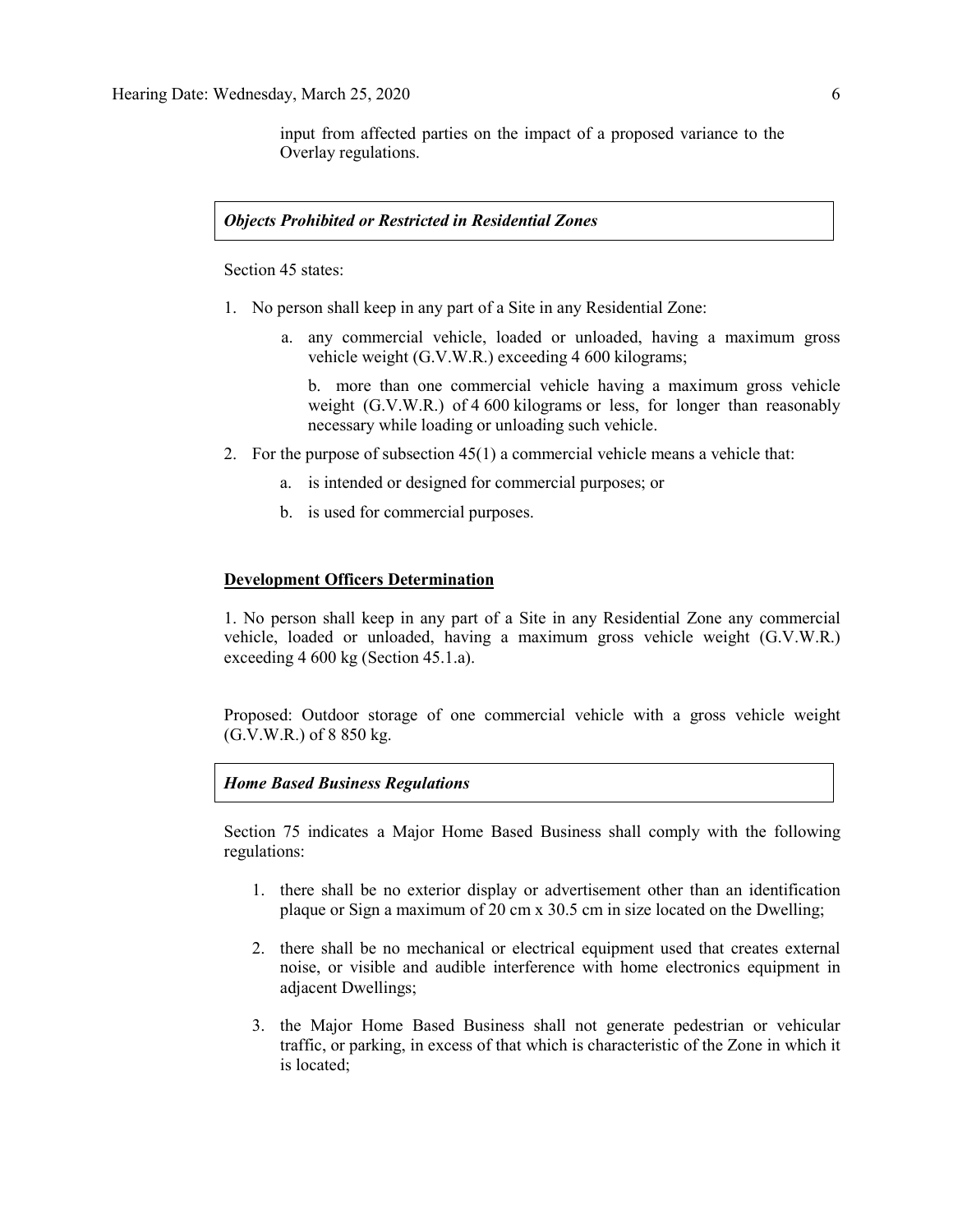input from affected parties on the impact of a proposed variance to the Overlay regulations.

***Objects Prohibited or Restricted in Residential Zones***

Section 45 states:

1. No person shall keep in any part of a Site in any Residential Zone:
    a. any commercial vehicle, loaded or unloaded, having a maximum gross vehicle weight (G.V.W.R.) exceeding 4 600 kilograms;

        b. more than one commercial vehicle having a maximum gross vehicle weight (G.V.W.R.) of 4 600 kilograms or less, for longer than reasonably necessary while loading or unloading such vehicle.
2. For the purpose of subsection 45(1) a commercial vehicle means a vehicle that:
    a. is intended or designed for commercial purposes; or
    b. is used for commercial purposes.

**Development Officers Determination**

1. No person shall keep in any part of a Site in any Residential Zone any commercial vehicle, loaded or unloaded, having a maximum gross vehicle weight (G.V.W.R.) exceeding 4 600 kg (Section 45.1.a).

Proposed: Outdoor storage of one commercial vehicle with a gross vehicle weight (G.V.W.R.) of 8 850 kg.

***Home Based Business Regulations***

Section 75 indicates a Major Home Based Business shall comply with the following regulations:

1. there shall be no exterior display or advertisement other than an identification plaque or Sign a maximum of 20 cm x 30.5 cm in size located on the Dwelling;
2. there shall be no mechanical or electrical equipment used that creates external noise, or visible and audible interference with home electronics equipment in adjacent Dwellings;
3. the Major Home Based Business shall not generate pedestrian or vehicular traffic, or parking, in excess of that which is characteristic of the Zone in which it is located;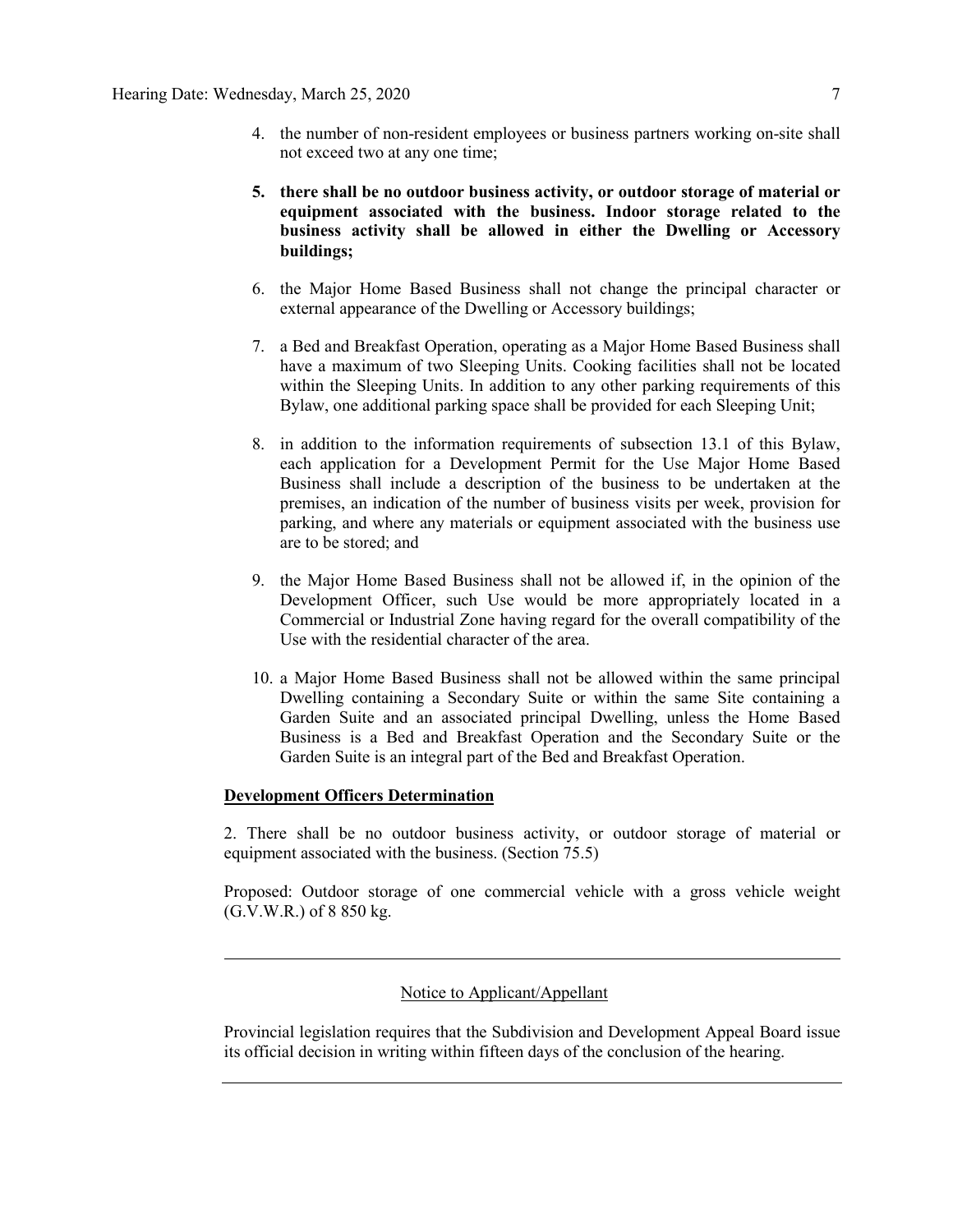4. the number of non-resident employees or business partners working on-site shall not exceed two at any one time;

5. **there shall be no outdoor business activity, or outdoor storage of material or equipment associated with the business. Indoor storage related to the business activity shall be allowed in either the Dwelling or Accessory buildings;**

6. the Major Home Based Business shall not change the principal character or external appearance of the Dwelling or Accessory buildings;

7. a Bed and Breakfast Operation, operating as a Major Home Based Business shall have a maximum of two Sleeping Units. Cooking facilities shall not be located within the Sleeping Units. In addition to any other parking requirements of this Bylaw, one additional parking space shall be provided for each Sleeping Unit;

8. in addition to the information requirements of subsection 13.1 of this Bylaw, each application for a Development Permit for the Use Major Home Based Business shall include a description of the business to be undertaken at the premises, an indication of the number of business visits per week, provision for parking, and where any materials or equipment associated with the business use are to be stored; and

9. the Major Home Based Business shall not be allowed if, in the opinion of the Development Officer, such Use would be more appropriately located in a Commercial or Industrial Zone having regard for the overall compatibility of the Use with the residential character of the area.

10. a Major Home Based Business shall not be allowed within the same principal Dwelling containing a Secondary Suite or within the same Site containing a Garden Suite and an associated principal Dwelling, unless the Home Based Business is a Bed and Breakfast Operation and the Secondary Suite or the Garden Suite is an integral part of the Bed and Breakfast Operation.

**Development Officers Determination**

2. There shall be no outdoor business activity, or outdoor storage of material or equipment associated with the business. (Section 75.5)

Proposed: Outdoor storage of one commercial vehicle with a gross vehicle weight (G.V.W.R.) of 8 850 kg.

---

Notice to Applicant/Appellant

Provincial legislation requires that the Subdivision and Development Appeal Board issue its official decision in writing within fifteen days of the conclusion of the hearing.

---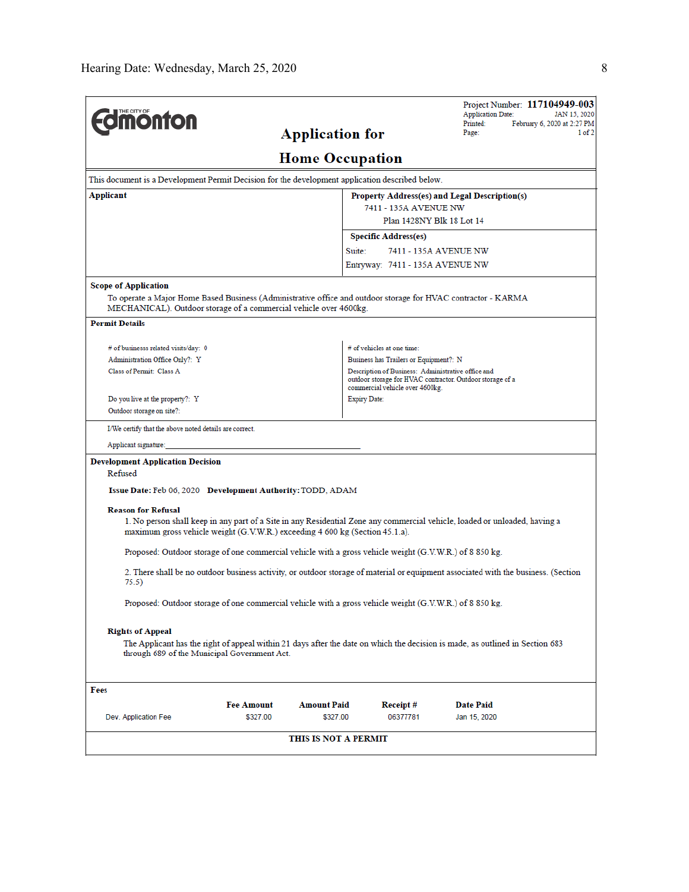**Edmonton** (The City of)

## Application for Home Occupation

Project Number: **117104949-003**
Application Date: JAN 15, 2020
Printed: February 6, 2020 at 2:27 PM
Page: 1 of 2

This document is a Development Permit Decision for the development application described below.

**Applicant**

**Property Address(es) and Legal Description(s)**
7411 - 135A AVENUE NW
Plan 1428NY Blk 18 Lot 14

**Specific Address(es)**
Suite: 7411 - 135A AVENUE NW
Entryway: 7411 - 135A AVENUE NW

**Scope of Application**

To operate a Major Home Based Business (Administrative office and outdoor storage for HVAC contractor - KARMA MECHANICAL). Outdoor storage of a commercial vehicle over 4600kg.

**Permit Details**

# of businesss related visits/day: 0
Administration Office Only?: Y
Class of Permit: Class A
Do you live at the property?: Y
Outdoor storage on site?:

# of vehicles at one time:
Business has Trailers or Equipment?: N
Description of Business: Administrative office and outdoor storage for HVAC contractor. Outdoor storage of a commercial vehicle over 4600kg.
Expiry Date:

I/We certify that the above noted details are correct.

Applicant signature:_______________________________________________

**Development Application Decision**

Refused

**Issue Date:** Feb 06, 2020 **Development Authority:** TODD, ADAM

**Reason for Refusal**

1. No person shall keep in any part of a Site in any Residential Zone any commercial vehicle, loaded or unloaded, having a maximum gross vehicle weight (G.V.W.R.) exceeding 4 600 kg (Section 45.1.a).

Proposed: Outdoor storage of one commercial vehicle with a gross vehicle weight (G.V.W.R.) of 8 850 kg.

2. There shall be no outdoor business activity, or outdoor storage of material or equipment associated with the business. (Section 75.5)

Proposed: Outdoor storage of one commercial vehicle with a gross vehicle weight (G.V.W.R.) of 8 850 kg.

**Rights of Appeal**

The Applicant has the right of appeal within 21 days after the date on which the decision is made, as outlined in Section 683 through 689 of the Municipal Government Act.

**Fees**

| | Fee Amount | Amount Paid | Receipt # | Date Paid |
|---|---|---|---|---|
| Dev. Application Fee | $327.00 | $327.00 | 06377781 | Jan 15, 2020 |

**THIS IS NOT A PERMIT**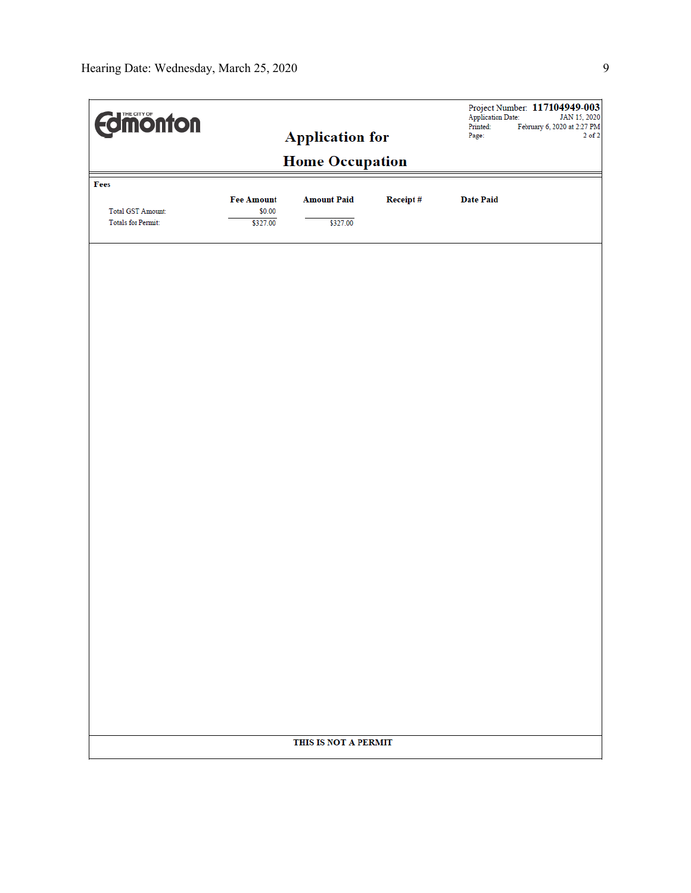**THE CITY OF Edmonton**

# Application for

# Home Occupation

Project Number: **117104949-003**
Application Date: JAN 15, 2020
Printed: February 6, 2020 at 2:27 PM
Page: 2 of 2

**Fees**

| | Fee Amount | Amount Paid | Receipt # | Date Paid |
|---|---|---|---|---|
| Total GST Amount: | $0.00 | | | |
| Totals for Permit: | $327.00 | $327.00 | | |

**THIS IS NOT A PERMIT**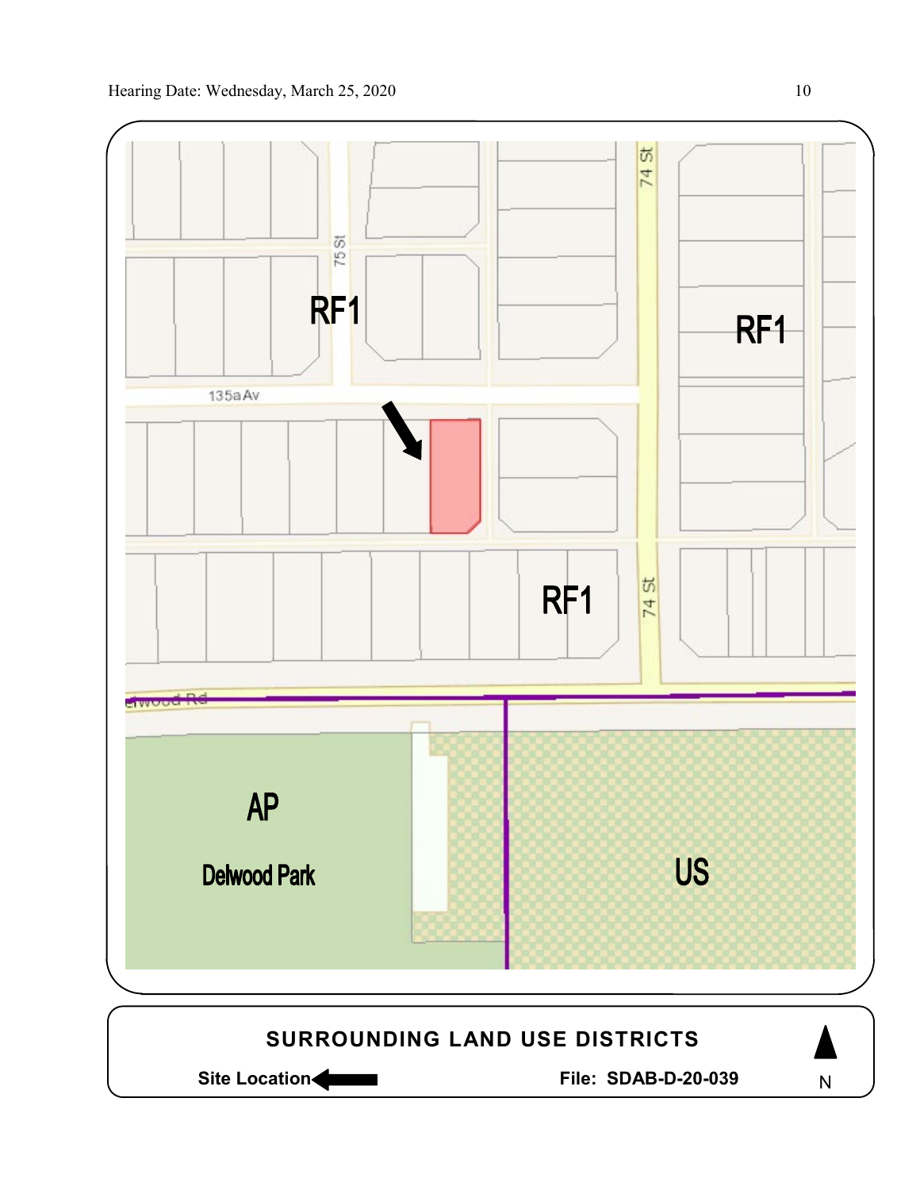75 St

74 St

RF1

RF1

135a Av

RF1

74 St

Delwood Rd

AP

Delwood Park

US

**SURROUNDING LAND USE DISTRICTS**

**Site Location**

**File: SDAB-D-20-039**

N